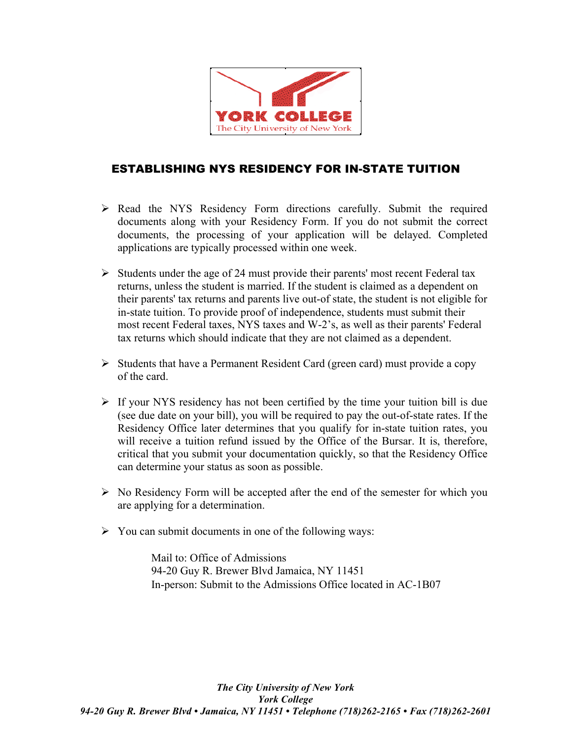YORK COLLEGE
The City University of New York

# ESTABLISHING NYS RESIDENCY FOR IN-STATE TUITION

- Read the NYS Residency Form directions carefully. Submit the required documents along with your Residency Form. If you do not submit the correct documents, the processing of your application will be delayed. Completed applications are typically processed within one week.

- Students under the age of 24 must provide their parents' most recent Federal tax returns, unless the student is married. If the student is claimed as a dependent on their parents' tax returns and parents live out-of state, the student is not eligible for in-state tuition. To provide proof of independence, students must submit their most recent Federal taxes, NYS taxes and W-2's, as well as their parents' Federal tax returns which should indicate that they are not claimed as a dependent.

- Students that have a Permanent Resident Card (green card) must provide a copy of the card.

- If your NYS residency has not been certified by the time your tuition bill is due (see due date on your bill), you will be required to pay the out-of-state rates. If the Residency Office later determines that you qualify for in-state tuition rates, you will receive a tuition refund issued by the Office of the Bursar. It is, therefore, critical that you submit your documentation quickly, so that the Residency Office can determine your status as soon as possible.

- No Residency Form will be accepted after the end of the semester for which you are applying for a determination.

- You can submit documents in one of the following ways:

  Mail to: Office of Admissions
  94-20 Guy R. Brewer Blvd Jamaica, NY 11451
  In-person: Submit to the Admissions Office located in AC-1B07

*The City University of New York*
*York College*
*94-20 Guy R. Brewer Blvd • Jamaica, NY 11451 • Telephone (718)262-2165 • Fax (718)262-2601*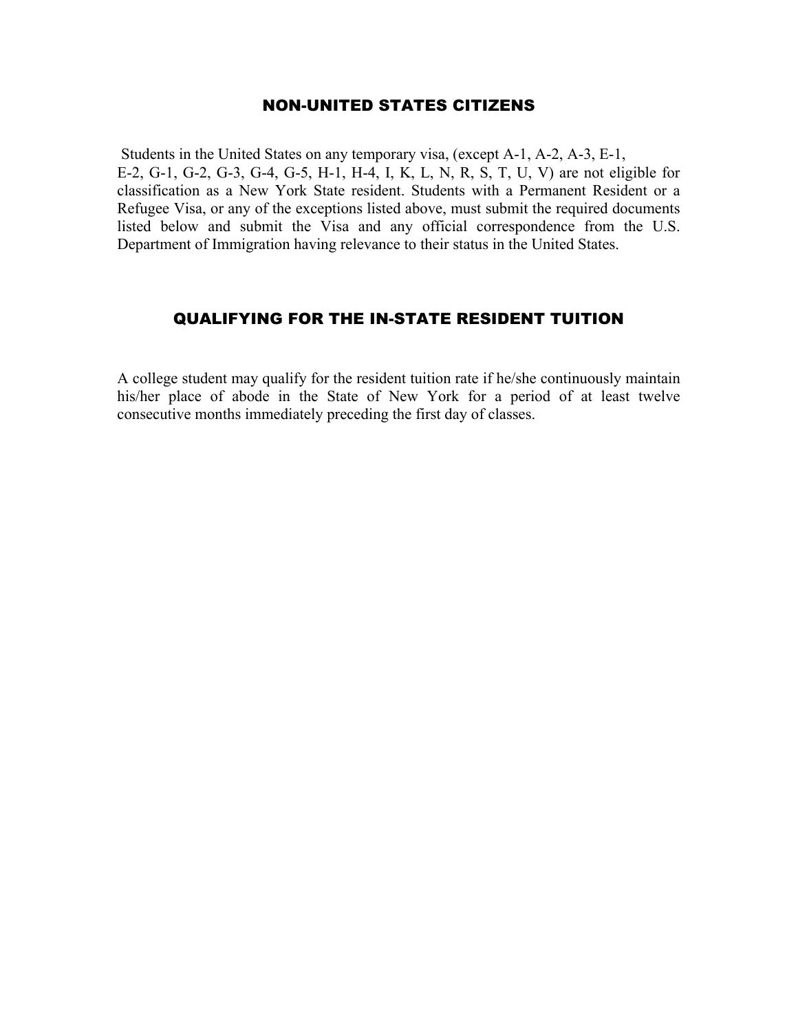## NON-UNITED STATES CITIZENS

Students in the United States on any temporary visa, (except A-1, A-2, A-3, E-1, E-2, G-1, G-2, G-3, G-4, G-5, H-1, H-4, I, K, L, N, R, S, T, U, V) are not eligible for classification as a New York State resident. Students with a Permanent Resident or a Refugee Visa, or any of the exceptions listed above, must submit the required documents listed below and submit the Visa and any official correspondence from the U.S. Department of Immigration having relevance to their status in the United States.

## QUALIFYING FOR THE IN-STATE RESIDENT TUITION

A college student may qualify for the resident tuition rate if he/she continuously maintain his/her place of abode in the State of New York for a period of at least twelve consecutive months immediately preceding the first day of classes.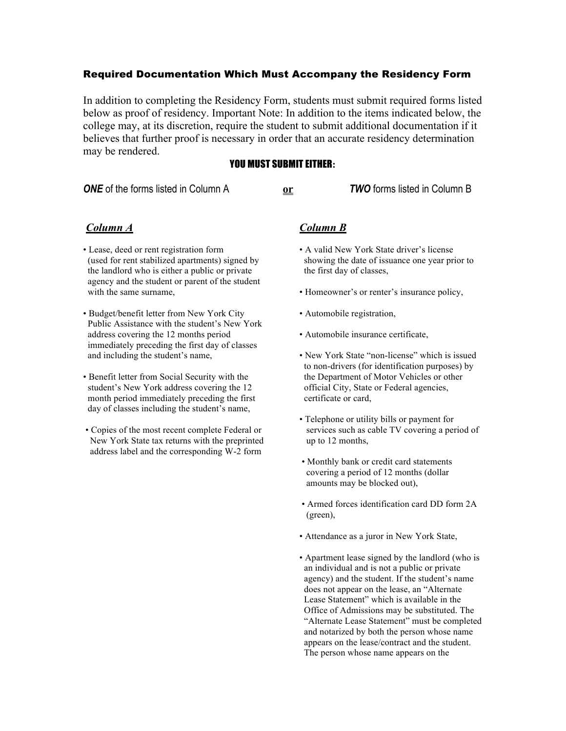### Required Documentation Which Must Accompany the Residency Form

In addition to completing the Residency Form, students must submit required forms listed below as proof of residency. Important Note: In addition to the items indicated below, the college may, at its discretion, require the student to submit additional documentation if it believes that further proof is necessary in order that an accurate residency determination may be rendered.

**YOU MUST SUBMIT EITHER:**

***ONE*** of the forms listed in Column A **or** ***TWO*** forms listed in Column B

#### *Column A*

- Lease, deed or rent registration form (used for rent stabilized apartments) signed by the landlord who is either a public or private agency and the student or parent of the student with the same surname,
- Budget/benefit letter from New York City Public Assistance with the student's New York address covering the 12 months period immediately preceding the first day of classes and including the student's name,
- Benefit letter from Social Security with the student's New York address covering the 12 month period immediately preceding the first day of classes including the student's name,
- Copies of the most recent complete Federal or New York State tax returns with the preprinted address label and the corresponding W-2 form

#### *Column B*

- A valid New York State driver's license showing the date of issuance one year prior to the first day of classes,
- Homeowner's or renter's insurance policy,
- Automobile registration,
- Automobile insurance certificate,
- New York State "non-license" which is issued to non-drivers (for identification purposes) by the Department of Motor Vehicles or other official City, State or Federal agencies, certificate or card,
- Telephone or utility bills or payment for services such as cable TV covering a period of up to 12 months,
- Monthly bank or credit card statements covering a period of 12 months (dollar amounts may be blocked out),
- Armed forces identification card DD form 2A (green),
- Attendance as a juror in New York State,
- Apartment lease signed by the landlord (who is an individual and is not a public or private agency) and the student. If the student's name does not appear on the lease, an "Alternate Lease Statement" which is available in the Office of Admissions may be substituted. The "Alternate Lease Statement" must be completed and notarized by both the person whose name appears on the lease/contract and the student. The person whose name appears on the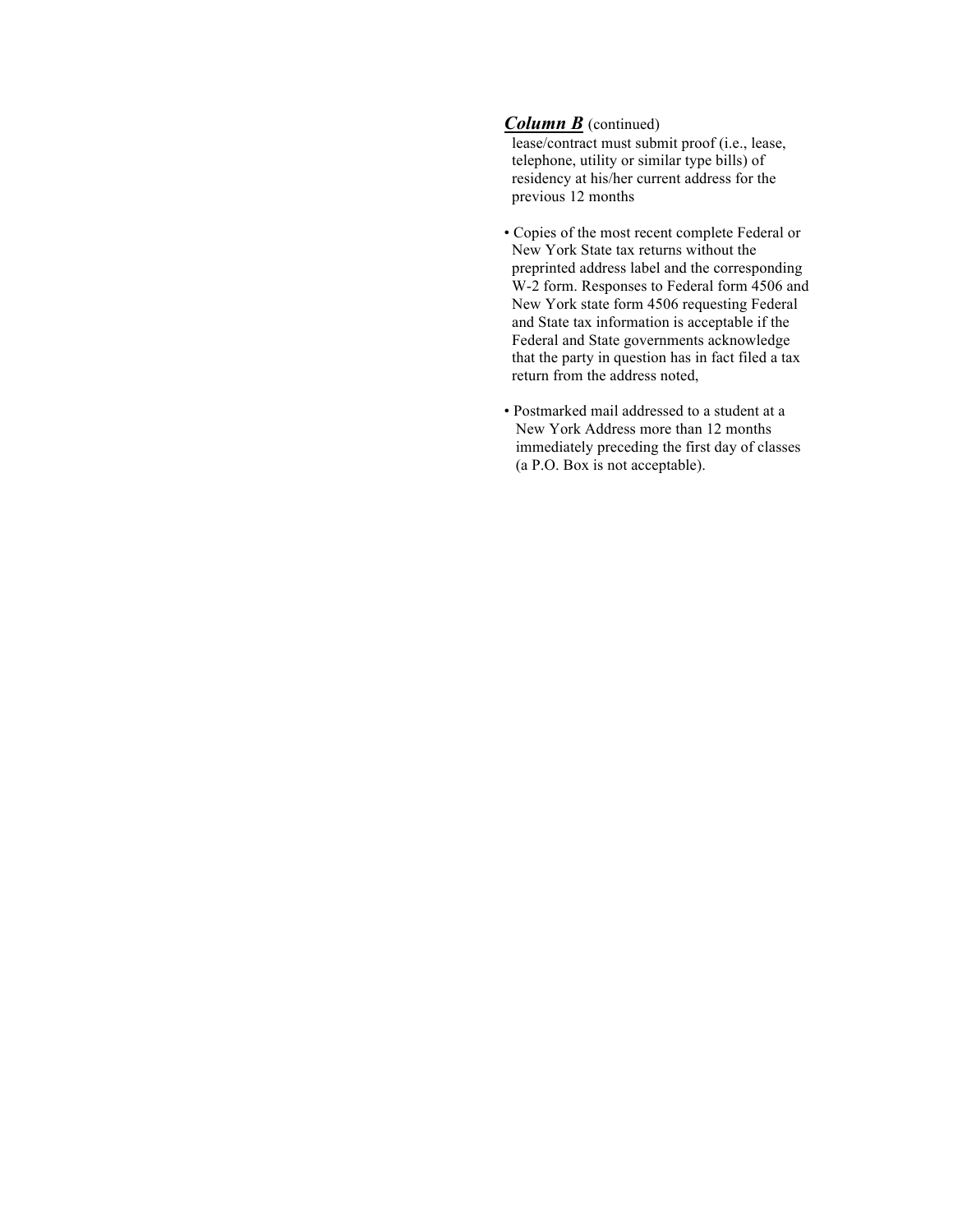***Column B*** (continued)

lease/contract must submit proof (i.e., lease, telephone, utility or similar type bills) of residency at his/her current address for the previous 12 months

- Copies of the most recent complete Federal or New York State tax returns without the preprinted address label and the corresponding W-2 form. Responses to Federal form 4506 and New York state form 4506 requesting Federal and State tax information is acceptable if the Federal and State governments acknowledge that the party in question has in fact filed a tax return from the address noted,

- Postmarked mail addressed to a student at a New York Address more than 12 months immediately preceding the first day of classes (a P.O. Box is not acceptable).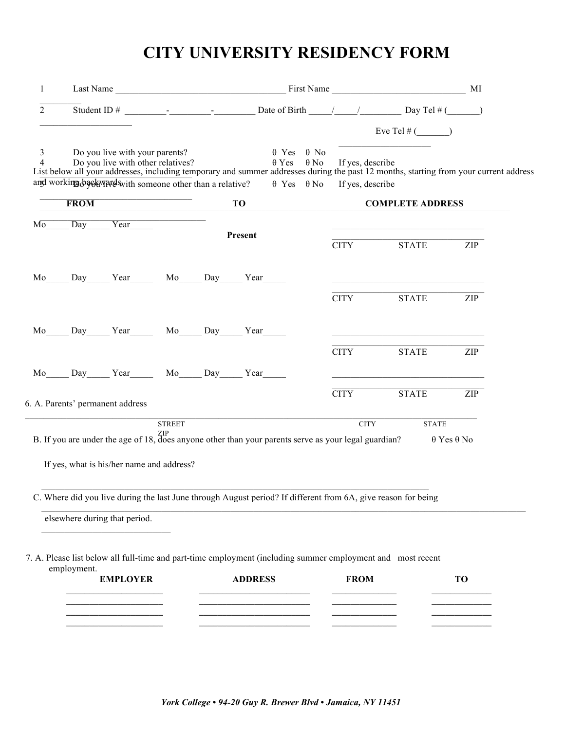# CITY UNIVERSITY RESIDENCY FORM

1 Last Name ____________________________________ First Name ____________________________ MI _________

2 Student ID # _________-_________-_________ Date of Birth _____/_____/_________ Day Tel # (_______) ___________________

Eve Tel # (_______) ___________________

3 Do you live with your parents? θ Yes θ No

4 Do you live with other relatives? θ Yes θ No If yes, describe ______________________________

5 Do you live with someone other than a relative? θ Yes θ No If yes, describe ______________________________

List below all your addresses, including temporary and summer addresses during the past 12 months, starting from your current address and working backwards.

| FROM | TO | COMPLETE ADDRESS |
|---|---|---|
| Mo_____ Day_____ Year_____ | Present | ________________________________<br>CITY STATE ZIP |
| Mo_____ Day_____ Year_____ | Mo_____ Day_____ Year_____ | ________________________________<br>CITY STATE ZIP |
| Mo_____ Day_____ Year_____ | Mo_____ Day_____ Year_____ | ________________________________<br>CITY STATE ZIP |
| Mo_____ Day_____ Year_____ | Mo_____ Day_____ Year_____ | ________________________________<br>CITY STATE ZIP |

6. A. Parents' permanent address

__________________________________________________________________________________

STREET CITY STATE ZIP

B. If you are under the age of 18, does anyone other than your parents serve as your legal guardian? θ Yes θ No

If yes, what is his/her name and address?

__________________________________________________________________________________

C. Where did you live during the last June through August period? If different from 6A, give reason for being elsewhere during that period.

__________________________________________________________________________________

7. A. Please list below all full-time and part-time employment (including summer employment and most recent employment.

| EMPLOYER | ADDRESS | FROM | TO |
|---|---|---|---|
| ____________________ | ________________________ | ______________ | _____________ |
| ____________________ | ________________________ | ______________ | _____________ |
| ____________________ | ________________________ | ______________ | _____________ |
| ____________________ | ________________________ | ______________ | _____________ |

*York College • 94-20 Guy R. Brewer Blvd • Jamaica, NY 11451*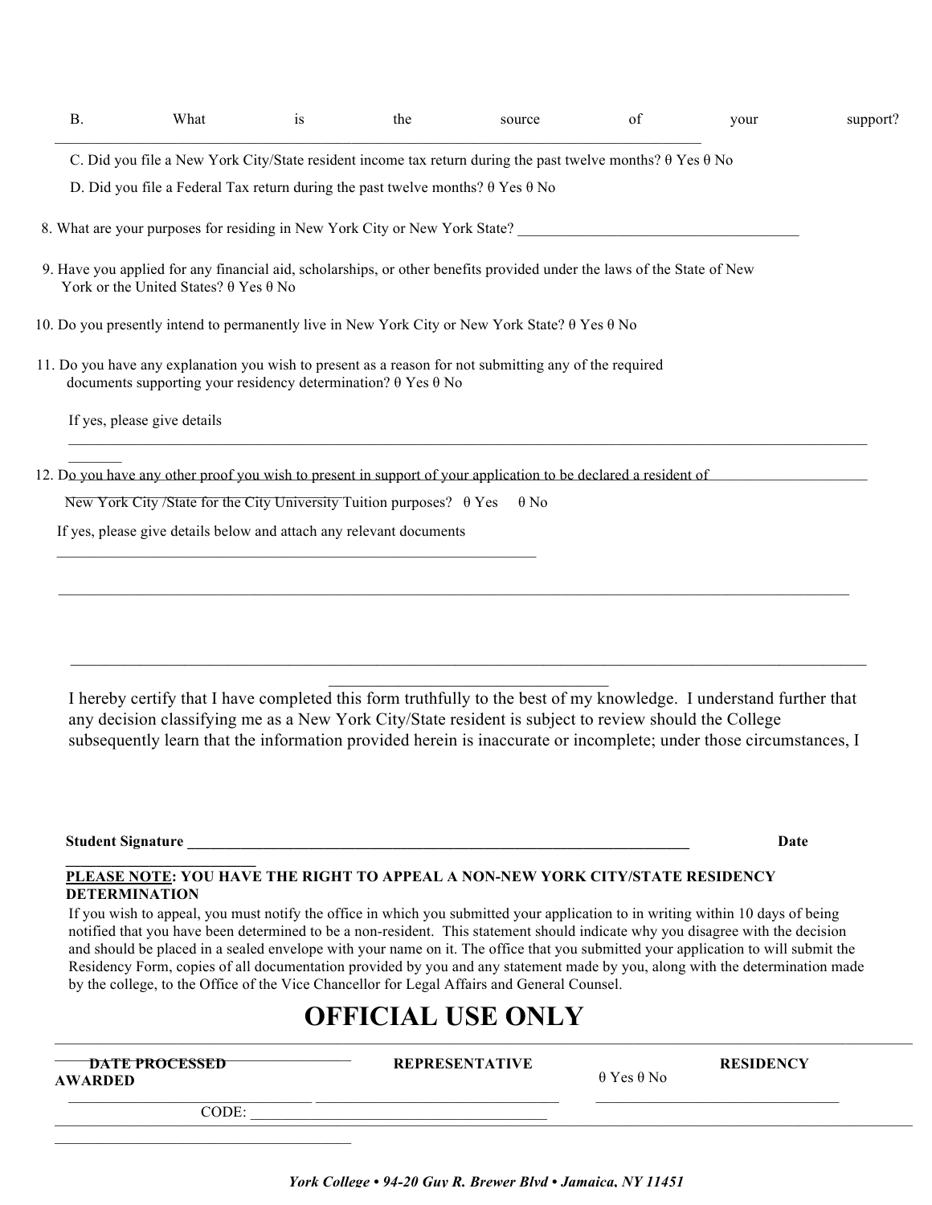B. What is the source of your support? ____________________________________________________________

C. Did you file a New York City/State resident income tax return during the past twelve months? θ Yes θ No

D. Did you file a Federal Tax return during the past twelve months? θ Yes θ No

8. What are your purposes for residing in New York City or New York State? ______________________________________

9. Have you applied for any financial aid, scholarships, or other benefits provided under the laws of the State of New York or the United States? θ Yes θ No

10. Do you presently intend to permanently live in New York City or New York State? θ Yes θ No

11. Do you have any explanation you wish to present as a reason for not submitting any of the required documents supporting your residency determination? θ Yes θ No

If yes, please give details

____________________________________________________________________________________________________

12. Do you have any other proof you wish to present in support of your application to be declared a resident of New York City /State for the City University Tuition purposes? θ Yes θ No

If yes, please give details below and attach any relevant documents

____________________________________________________________

____________________________________________________________________________________________________

____________________________________________________________________________________________________

I hereby certify that I have completed this form truthfully to the best of my knowledge. I understand further that any decision classifying me as a New York City/State resident is subject to review should the College subsequently learn that the information provided herein is inaccurate or incomplete; under those circumstances, I

**Student Signature** ______________________________________________________________________ **Date** ________________________

**PLEASE NOTE: YOU HAVE THE RIGHT TO APPEAL A NON-NEW YORK CITY/STATE RESIDENCY DETERMINATION**

If you wish to appeal, you must notify the office in which you submitted your application to in writing within 10 days of being notified that you have been determined to be a non-resident. This statement should indicate why you disagree with the decision and should be placed in a sealed envelope with your name on it. The office that you submitted your application to will submit the Residency Form, copies of all documentation provided by you and any statement made by you, along with the determination made by the college, to the Office of the Vice Chancellor for Legal Affairs and General Counsel.

# OFFICIAL USE ONLY

| DATE PROCESSED | REPRESENTATIVE | RESIDENCY AWARDED |
|---|---|---|
| ____________________ | ____________________ | θ Yes θ No ____________________ |

CODE: ____________________________________

York College • 94-20 Guy R. Brewer Blvd • Jamaica, NY 11451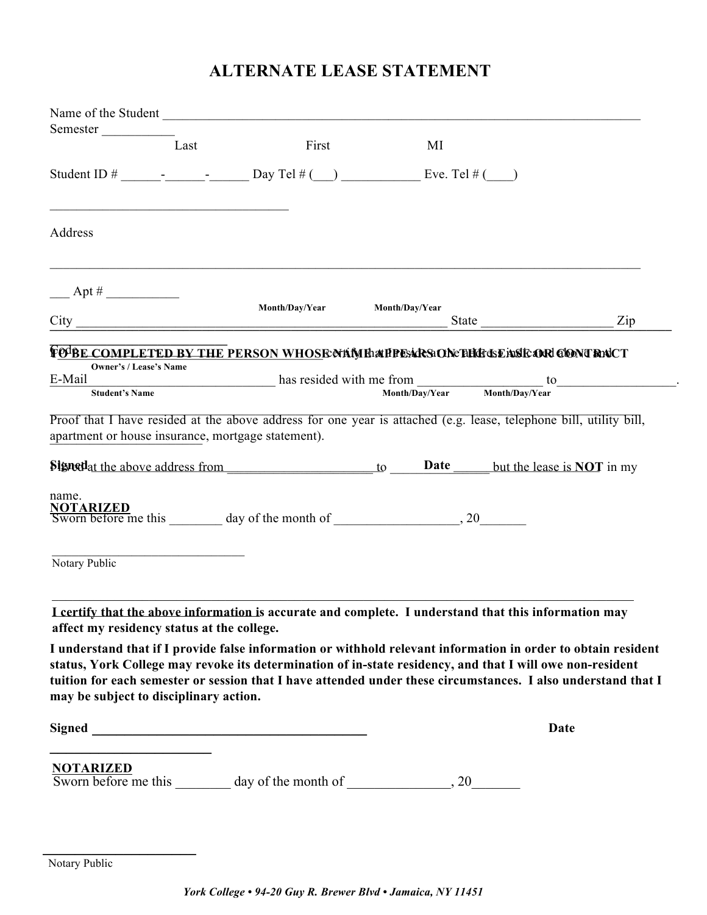# ALTERNATE LEASE STATEMENT

Name of the Student ___________________________________________________________________________
Semester ___________

Last First MI

Student ID # ______-______-______ Day Tel # (___) ____________ Eve. Tel # (____)

___________________________________

Address

_____________________________________________________________________________________

___ Apt # ___________

Month/Day/Year Month/Day/Year

City ___________________________________________________________ State ____________________ Zip Code___________________________

**TO BE COMPLETED BY THE PERSON WHOSE NAME APPEARS ON THE LEASE OR CONTRACT**

______________________________ certify that I reside at the address indicated above and

Owner's / Lease's Name

E-Mail ______________________________ has resided with me from __________________ to__________________.

Student's Name Month/Day/Year Month/Day/Year

Proof that I have resided at the above address for one year is attached (e.g. lease, telephone bill, utility bill, apartment or house insurance, mortgage statement).

lived at the above address from ______________________ to _____________ but the lease is **NOT** in my name.

**Signed** ______________________________ **Date** ______

**NOTARIZED**

Sworn before me this ________ day of the month of __________________, 20_______

______________________________

Notary Public

**I certify that the above information is accurate and complete. I understand that this information may affect my residency status at the college.**

**I understand that if I provide false information or withhold relevant information in order to obtain resident status, York College may revoke its determination of in-state residency, and that I will owe non-resident tuition for each semester or session that I have attended under these circumstances. I also understand that I may be subject to disciplinary action.**

**Signed** __________________________________________ **Date** ________________________

**NOTARIZED**

Sworn before me this ________ day of the month of _______________, 20_______

______________________________

Notary Public

*York College • 94-20 Guy R. Brewer Blvd • Jamaica, NY 11451*